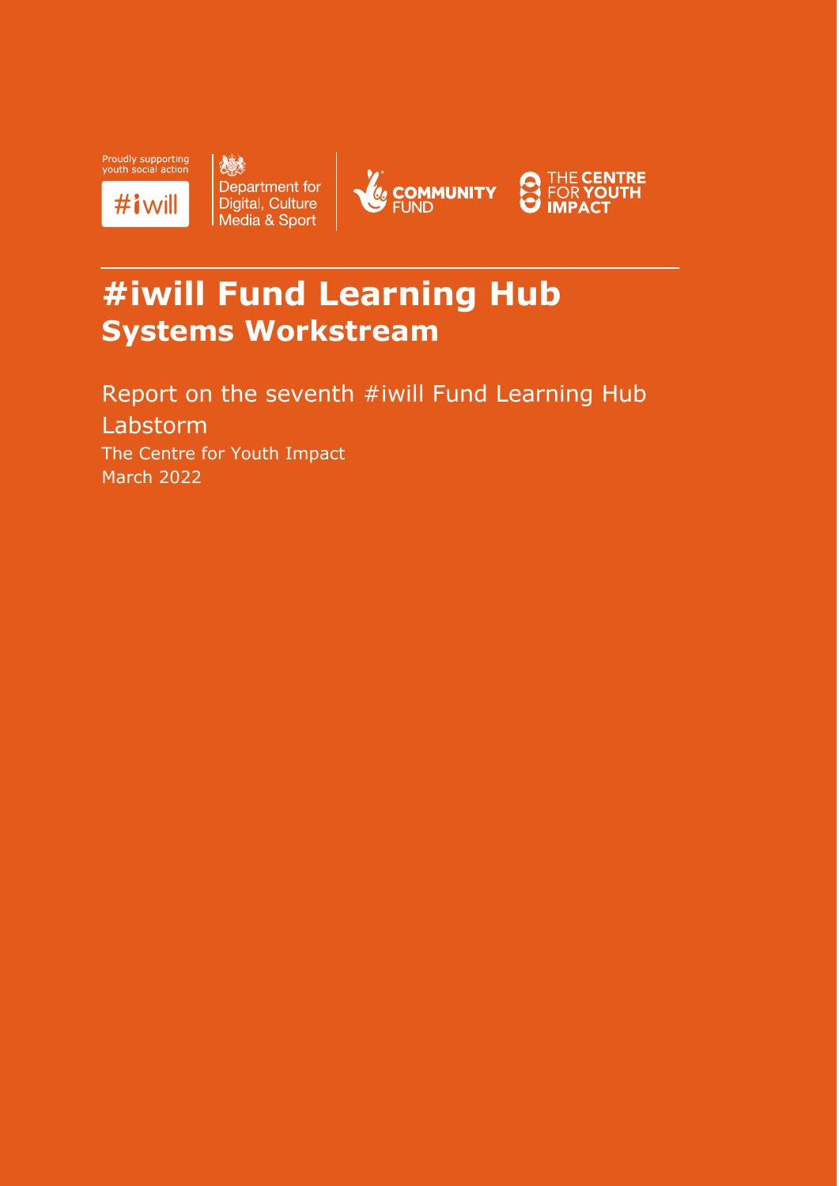Proudly supporting youth social action

#iwill

Department for Digital, Culture Media & Sport

COMMUNITY FUND

THE CENTRE FOR YOUTH IMPACT

# #iwill Fund Learning Hub
## Systems Workstream

Report on the seventh #iwill Fund Learning Hub Labstorm

The Centre for Youth Impact

March 2022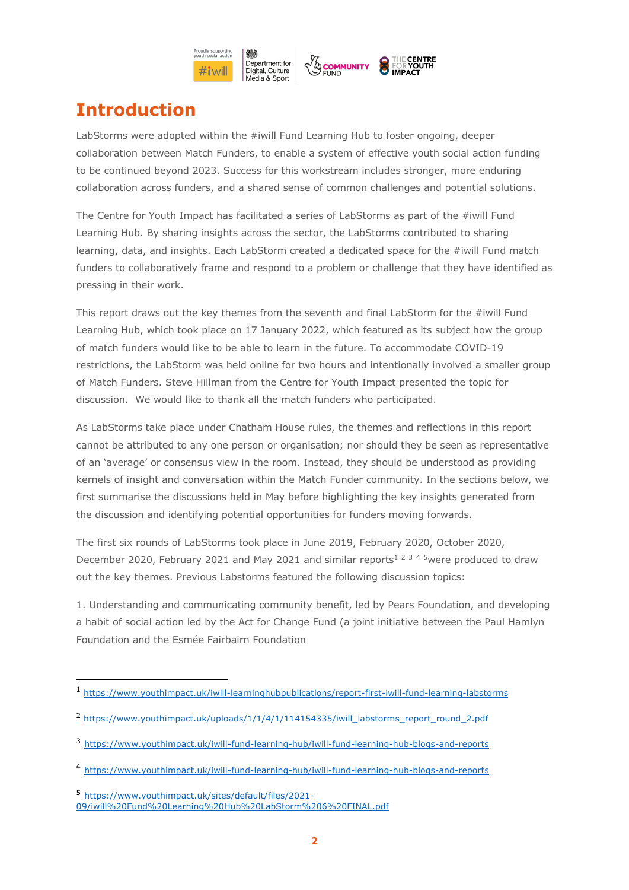# Introduction

LabStorms were adopted within the #iwill Fund Learning Hub to foster ongoing, deeper collaboration between Match Funders, to enable a system of effective youth social action funding to be continued beyond 2023. Success for this workstream includes stronger, more enduring collaboration across funders, and a shared sense of common challenges and potential solutions.

The Centre for Youth Impact has facilitated a series of LabStorms as part of the #iwill Fund Learning Hub. By sharing insights across the sector, the LabStorms contributed to sharing learning, data, and insights. Each LabStorm created a dedicated space for the #iwill Fund match funders to collaboratively frame and respond to a problem or challenge that they have identified as pressing in their work.

This report draws out the key themes from the seventh and final LabStorm for the #iwill Fund Learning Hub, which took place on 17 January 2022, which featured as its subject how the group of match funders would like to be able to learn in the future. To accommodate COVID-19 restrictions, the LabStorm was held online for two hours and intentionally involved a smaller group of Match Funders. Steve Hillman from the Centre for Youth Impact presented the topic for discussion. We would like to thank all the match funders who participated.

As LabStorms take place under Chatham House rules, the themes and reflections in this report cannot be attributed to any one person or organisation; nor should they be seen as representative of an 'average' or consensus view in the room. Instead, they should be understood as providing kernels of insight and conversation within the Match Funder community. In the sections below, we first summarise the discussions held in May before highlighting the key insights generated from the discussion and identifying potential opportunities for funders moving forwards.

The first six rounds of LabStorms took place in June 2019, February 2020, October 2020, December 2020, February 2021 and May 2021 and similar reports[1] [2] [3] [4] [5]were produced to draw out the key themes. Previous Labstorms featured the following discussion topics:

1. Understanding and communicating community benefit, led by Pears Foundation, and developing a habit of social action led by the Act for Change Fund (a joint initiative between the Paul Hamlyn Foundation and the Esmée Fairbairn Foundation

---

[1] https://www.youthimpact.uk/iwill-learninghubpublications/report-first-iwill-fund-learning-labstorms

[2] https://www.youthimpact.uk/uploads/1/1/4/1/114154335/iwill_labstorms_report_round_2.pdf

[3] https://www.youthimpact.uk/iwill-fund-learning-hub/iwill-fund-learning-hub-blogs-and-reports

[4] https://www.youthimpact.uk/iwill-fund-learning-hub/iwill-fund-learning-hub-blogs-and-reports

[5] https://www.youthimpact.uk/sites/default/files/2021-09/iwill%20Fund%20Learning%20Hub%20LabStorm%206%20FINAL.pdf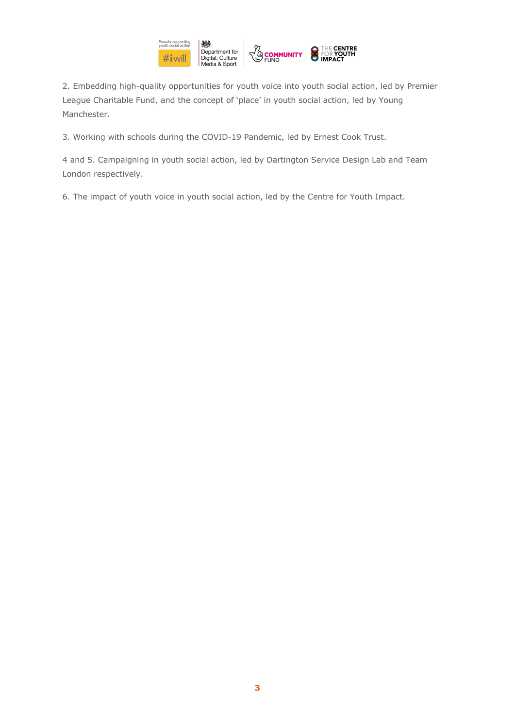2. Embedding high-quality opportunities for youth voice into youth social action, led by Premier League Charitable Fund, and the concept of 'place' in youth social action, led by Young Manchester.

3. Working with schools during the COVID-19 Pandemic, led by Ernest Cook Trust.

4 and 5. Campaigning in youth social action, led by Dartington Service Design Lab and Team London respectively.

6. The impact of youth voice in youth social action, led by the Centre for Youth Impact.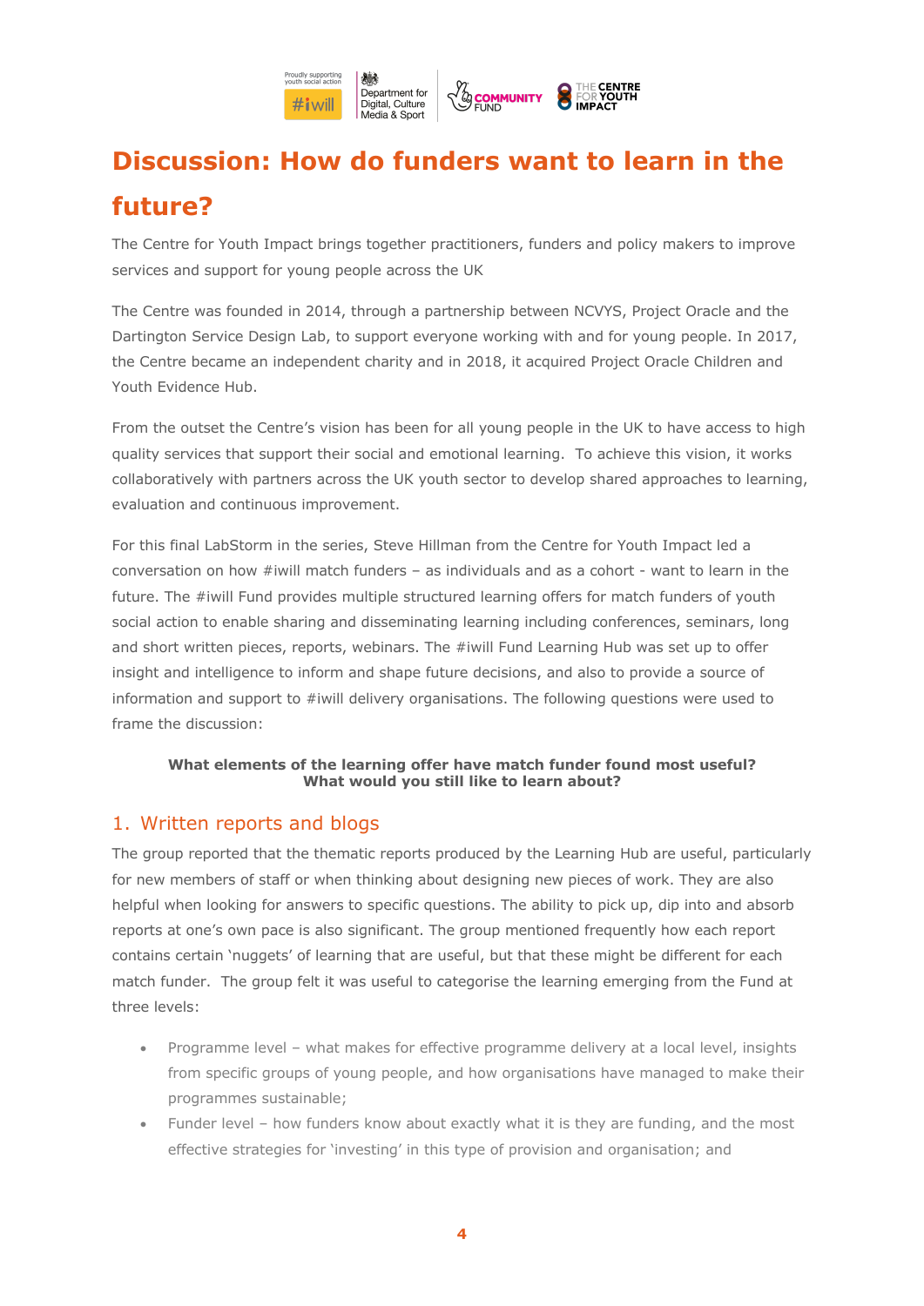# Discussion: How do funders want to learn in the future?

The Centre for Youth Impact brings together practitioners, funders and policy makers to improve services and support for young people across the UK

The Centre was founded in 2014, through a partnership between NCVYS, Project Oracle and the Dartington Service Design Lab, to support everyone working with and for young people. In 2017, the Centre became an independent charity and in 2018, it acquired Project Oracle Children and Youth Evidence Hub.

From the outset the Centre's vision has been for all young people in the UK to have access to high quality services that support their social and emotional learning. To achieve this vision, it works collaboratively with partners across the UK youth sector to develop shared approaches to learning, evaluation and continuous improvement.

For this final LabStorm in the series, Steve Hillman from the Centre for Youth Impact led a conversation on how #iwill match funders – as individuals and as a cohort - want to learn in the future. The #iwill Fund provides multiple structured learning offers for match funders of youth social action to enable sharing and disseminating learning including conferences, seminars, long and short written pieces, reports, webinars. The #iwill Fund Learning Hub was set up to offer insight and intelligence to inform and shape future decisions, and also to provide a source of information and support to #iwill delivery organisations. The following questions were used to frame the discussion:

**What elements of the learning offer have match funder found most useful?**
**What would you still like to learn about?**

## 1. Written reports and blogs

The group reported that the thematic reports produced by the Learning Hub are useful, particularly for new members of staff or when thinking about designing new pieces of work. They are also helpful when looking for answers to specific questions. The ability to pick up, dip into and absorb reports at one's own pace is also significant. The group mentioned frequently how each report contains certain 'nuggets' of learning that are useful, but that these might be different for each match funder. The group felt it was useful to categorise the learning emerging from the Fund at three levels:

- Programme level – what makes for effective programme delivery at a local level, insights from specific groups of young people, and how organisations have managed to make their programmes sustainable;
- Funder level – how funders know about exactly what it is they are funding, and the most effective strategies for 'investing' in this type of provision and organisation; and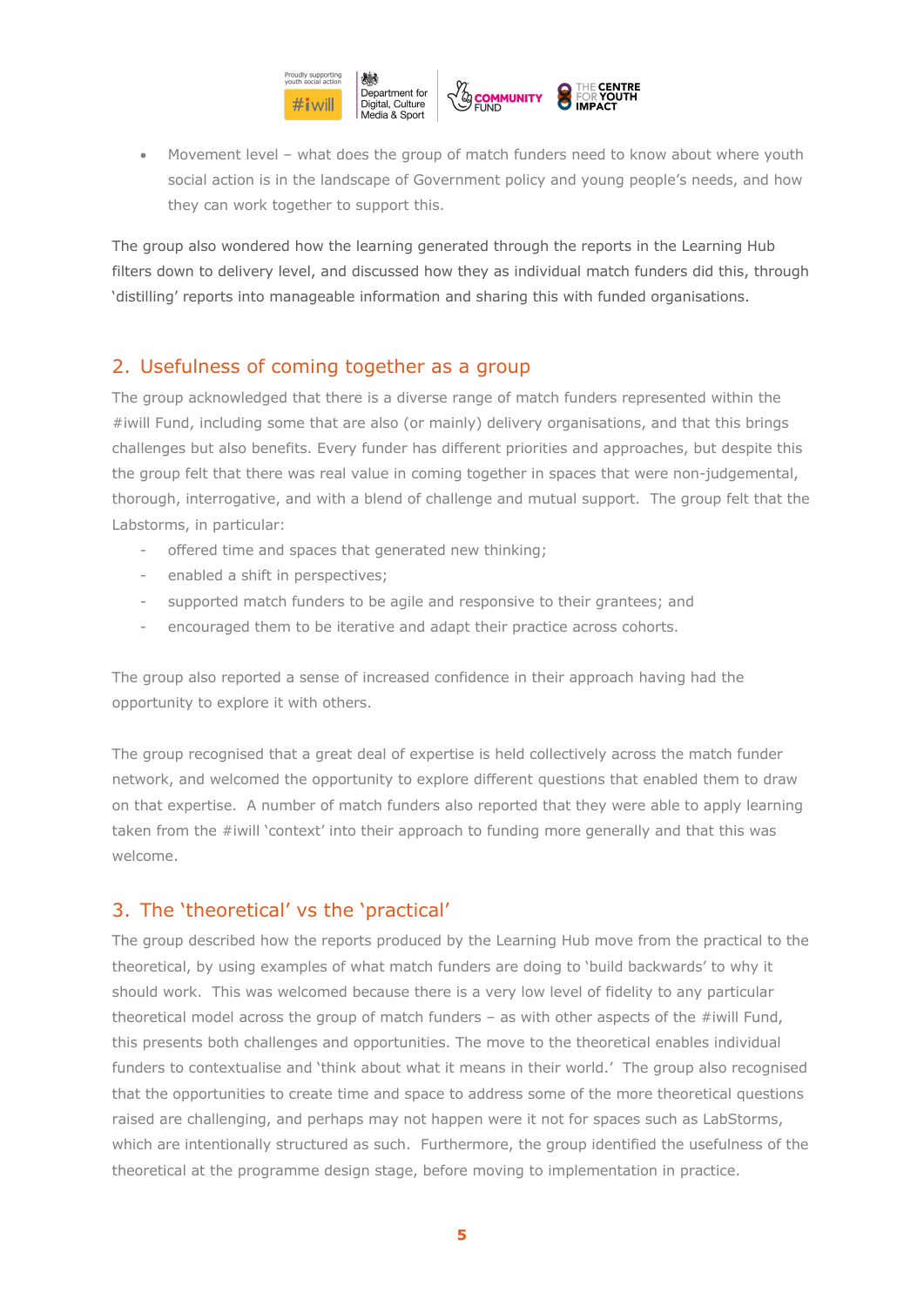- Movement level – what does the group of match funders need to know about where youth social action is in the landscape of Government policy and young people's needs, and how they can work together to support this.

The group also wondered how the learning generated through the reports in the Learning Hub filters down to delivery level, and discussed how they as individual match funders did this, through 'distilling' reports into manageable information and sharing this with funded organisations.

## 2. Usefulness of coming together as a group

The group acknowledged that there is a diverse range of match funders represented within the #iwill Fund, including some that are also (or mainly) delivery organisations, and that this brings challenges but also benefits. Every funder has different priorities and approaches, but despite this the group felt that there was real value in coming together in spaces that were non-judgemental, thorough, interrogative, and with a blend of challenge and mutual support. The group felt that the Labstorms, in particular:

- offered time and spaces that generated new thinking;
- enabled a shift in perspectives;
- supported match funders to be agile and responsive to their grantees; and
- encouraged them to be iterative and adapt their practice across cohorts.

The group also reported a sense of increased confidence in their approach having had the opportunity to explore it with others.

The group recognised that a great deal of expertise is held collectively across the match funder network, and welcomed the opportunity to explore different questions that enabled them to draw on that expertise. A number of match funders also reported that they were able to apply learning taken from the #iwill 'context' into their approach to funding more generally and that this was welcome.

## 3. The 'theoretical' vs the 'practical'

The group described how the reports produced by the Learning Hub move from the practical to the theoretical, by using examples of what match funders are doing to 'build backwards' to why it should work. This was welcomed because there is a very low level of fidelity to any particular theoretical model across the group of match funders – as with other aspects of the #iwill Fund, this presents both challenges and opportunities. The move to the theoretical enables individual funders to contextualise and 'think about what it means in their world.' The group also recognised that the opportunities to create time and space to address some of the more theoretical questions raised are challenging, and perhaps may not happen were it not for spaces such as LabStorms, which are intentionally structured as such. Furthermore, the group identified the usefulness of the theoretical at the programme design stage, before moving to implementation in practice.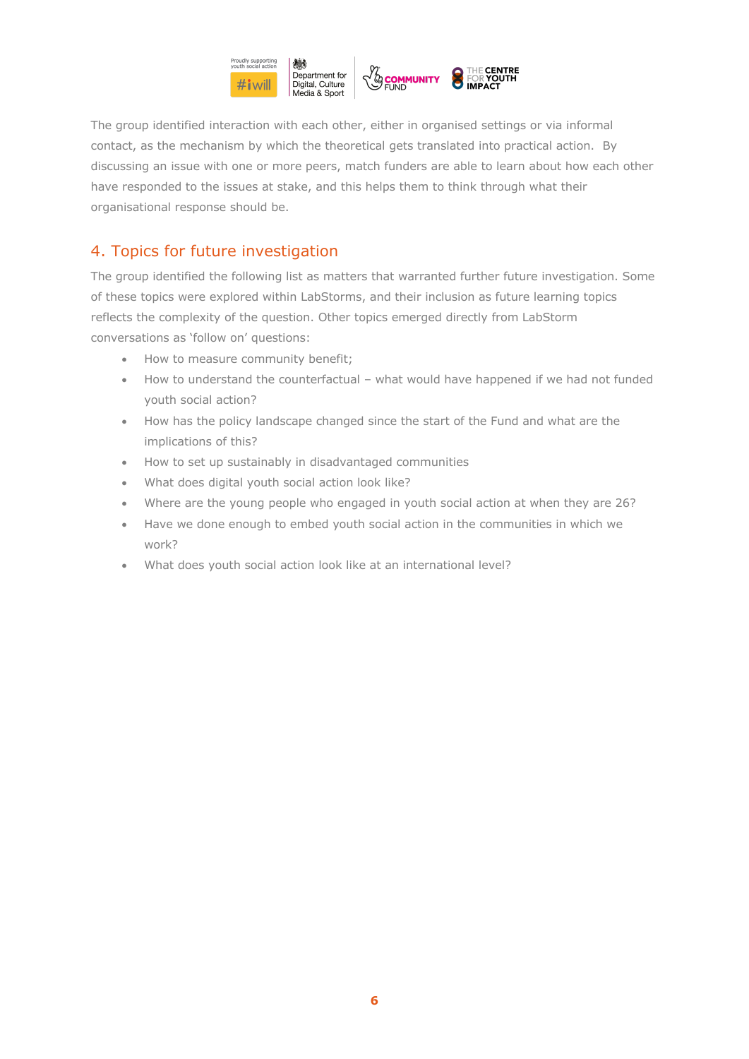The group identified interaction with each other, either in organised settings or via informal contact, as the mechanism by which the theoretical gets translated into practical action. By discussing an issue with one or more peers, match funders are able to learn about how each other have responded to the issues at stake, and this helps them to think through what their organisational response should be.

## 4. Topics for future investigation

The group identified the following list as matters that warranted further future investigation. Some of these topics were explored within LabStorms, and their inclusion as future learning topics reflects the complexity of the question. Other topics emerged directly from LabStorm conversations as 'follow on' questions:

- How to measure community benefit;
- How to understand the counterfactual – what would have happened if we had not funded youth social action?
- How has the policy landscape changed since the start of the Fund and what are the implications of this?
- How to set up sustainably in disadvantaged communities
- What does digital youth social action look like?
- Where are the young people who engaged in youth social action at when they are 26?
- Have we done enough to embed youth social action in the communities in which we work?
- What does youth social action look like at an international level?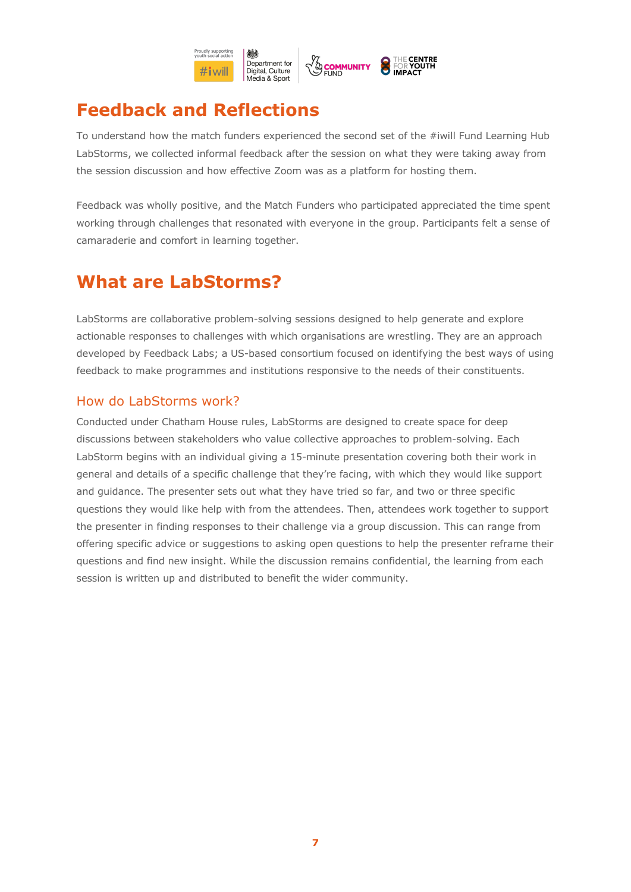## Feedback and Reflections

To understand how the match funders experienced the second set of the #iwill Fund Learning Hub LabStorms, we collected informal feedback after the session on what they were taking away from the session discussion and how effective Zoom was as a platform for hosting them.

Feedback was wholly positive, and the Match Funders who participated appreciated the time spent working through challenges that resonated with everyone in the group. Participants felt a sense of camaraderie and comfort in learning together.

## What are LabStorms?

LabStorms are collaborative problem-solving sessions designed to help generate and explore actionable responses to challenges with which organisations are wrestling. They are an approach developed by Feedback Labs; a US-based consortium focused on identifying the best ways of using feedback to make programmes and institutions responsive to the needs of their constituents.

### How do LabStorms work?

Conducted under Chatham House rules, LabStorms are designed to create space for deep discussions between stakeholders who value collective approaches to problem-solving. Each LabStorm begins with an individual giving a 15-minute presentation covering both their work in general and details of a specific challenge that they're facing, with which they would like support and guidance. The presenter sets out what they have tried so far, and two or three specific questions they would like help with from the attendees. Then, attendees work together to support the presenter in finding responses to their challenge via a group discussion. This can range from offering specific advice or suggestions to asking open questions to help the presenter reframe their questions and find new insight. While the discussion remains confidential, the learning from each session is written up and distributed to benefit the wider community.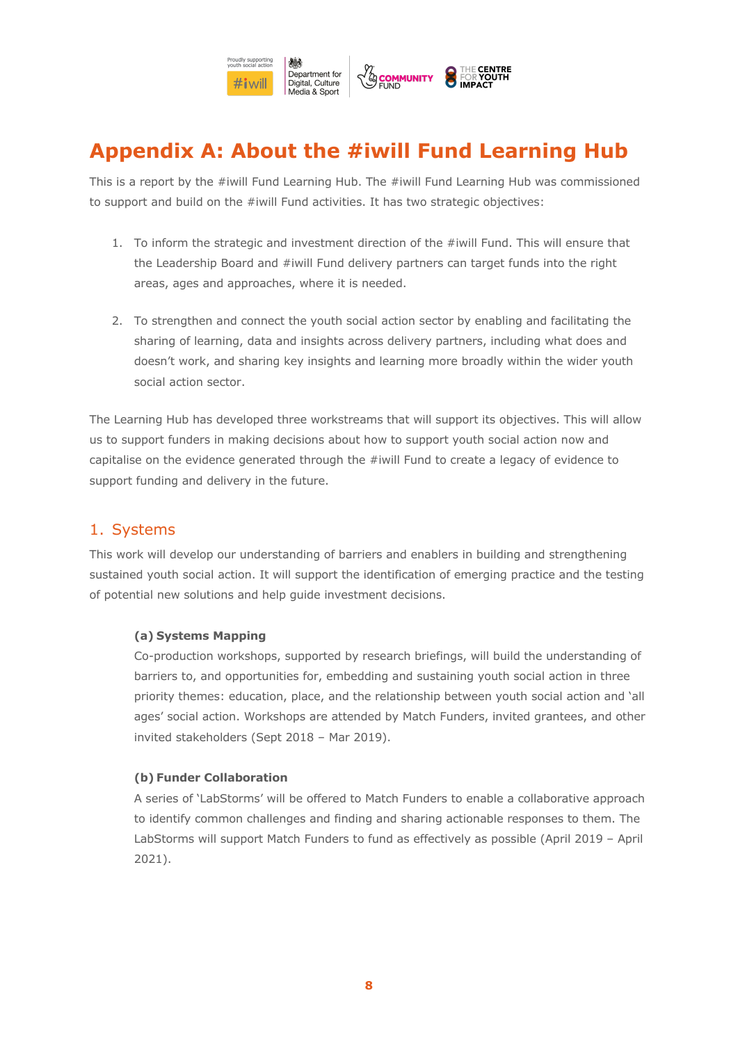# Appendix A: About the #iwill Fund Learning Hub

This is a report by the #iwill Fund Learning Hub. The #iwill Fund Learning Hub was commissioned to support and build on the #iwill Fund activities. It has two strategic objectives:

1. To inform the strategic and investment direction of the #iwill Fund. This will ensure that the Leadership Board and #iwill Fund delivery partners can target funds into the right areas, ages and approaches, where it is needed.

2. To strengthen and connect the youth social action sector by enabling and facilitating the sharing of learning, data and insights across delivery partners, including what does and doesn't work, and sharing key insights and learning more broadly within the wider youth social action sector.

The Learning Hub has developed three workstreams that will support its objectives. This will allow us to support funders in making decisions about how to support youth social action now and capitalise on the evidence generated through the #iwill Fund to create a legacy of evidence to support funding and delivery in the future.

## 1. Systems

This work will develop our understanding of barriers and enablers in building and strengthening sustained youth social action. It will support the identification of emerging practice and the testing of potential new solutions and help guide investment decisions.

**(a) Systems Mapping**

Co-production workshops, supported by research briefings, will build the understanding of barriers to, and opportunities for, embedding and sustaining youth social action in three priority themes: education, place, and the relationship between youth social action and 'all ages' social action. Workshops are attended by Match Funders, invited grantees, and other invited stakeholders (Sept 2018 – Mar 2019).

**(b) Funder Collaboration**

A series of 'LabStorms' will be offered to Match Funders to enable a collaborative approach to identify common challenges and finding and sharing actionable responses to them. The LabStorms will support Match Funders to fund as effectively as possible (April 2019 – April 2021).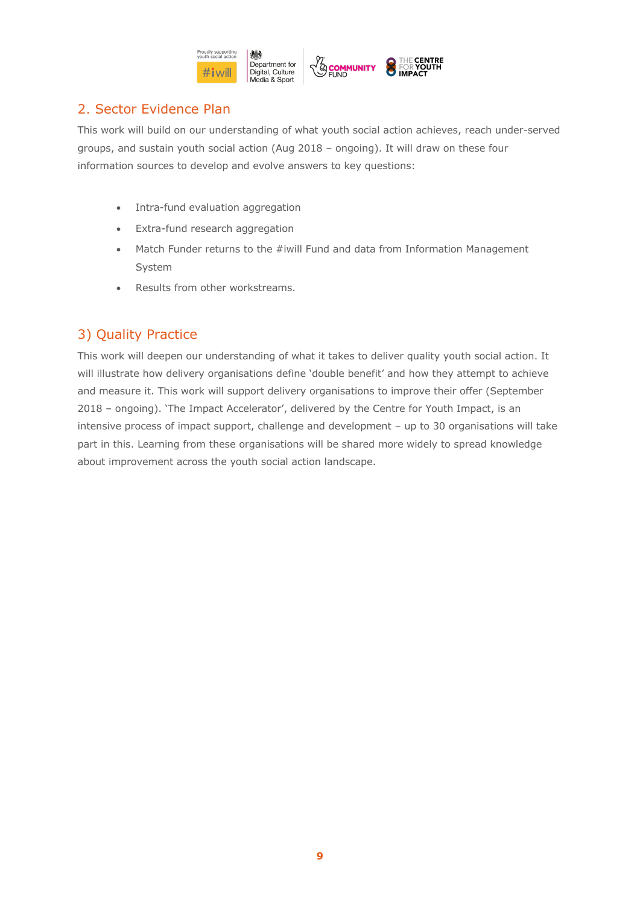## 2. Sector Evidence Plan

This work will build on our understanding of what youth social action achieves, reach under-served groups, and sustain youth social action (Aug 2018 – ongoing). It will draw on these four information sources to develop and evolve answers to key questions:

- Intra-fund evaluation aggregation
- Extra-fund research aggregation
- Match Funder returns to the #iwill Fund and data from Information Management System
- Results from other workstreams.

## 3) Quality Practice

This work will deepen our understanding of what it takes to deliver quality youth social action. It will illustrate how delivery organisations define 'double benefit' and how they attempt to achieve and measure it. This work will support delivery organisations to improve their offer (September 2018 – ongoing). 'The Impact Accelerator', delivered by the Centre for Youth Impact, is an intensive process of impact support, challenge and development – up to 30 organisations will take part in this. Learning from these organisations will be shared more widely to spread knowledge about improvement across the youth social action landscape.